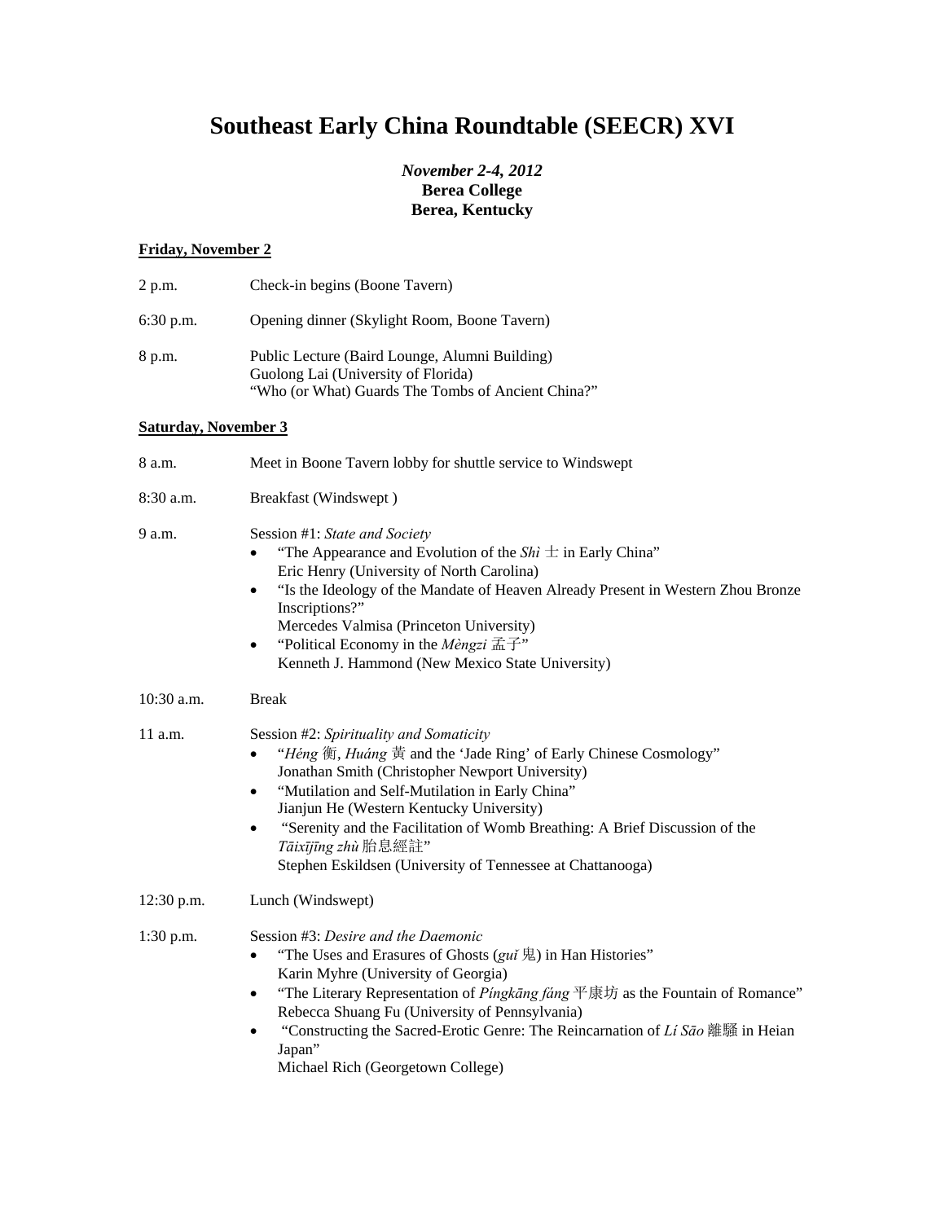# Southeast Early China Roundtable (SEECR) XVI

***November 2-4, 2012***
**Berea College**
**Berea, Kentucky**

**Friday, November 2**

2 p.m. Check-in begins (Boone Tavern)

6:30 p.m. Opening dinner (Skylight Room, Boone Tavern)

8 p.m. Public Lecture (Baird Lounge, Alumni Building)
Guolong Lai (University of Florida)
"Who (or What) Guards The Tombs of Ancient China?"

**Saturday, November 3**

8 a.m. Meet in Boone Tavern lobby for shuttle service to Windswept

8:30 a.m. Breakfast (Windswept )

9 a.m. Session #1: *State and Society*

- "The Appearance and Evolution of the *Shì* 士 in Early China"
  Eric Henry (University of North Carolina)
- "Is the Ideology of the Mandate of Heaven Already Present in Western Zhou Bronze Inscriptions?"
  Mercedes Valmisa (Princeton University)
- "Political Economy in the *Mèngzi* 孟子"
  Kenneth J. Hammond (New Mexico State University)

10:30 a.m. Break

11 a.m. Session #2: *Spirituality and Somaticity*

- "*Héng* 衡, *Huáng* 黃 and the 'Jade Ring' of Early Chinese Cosmology"
  Jonathan Smith (Christopher Newport University)
- "Mutilation and Self-Mutilation in Early China"
  Jianjun He (Western Kentucky University)
- "Serenity and the Facilitation of Womb Breathing: A Brief Discussion of the *Tāixījīng zhù* 胎息經註"
  Stephen Eskildsen (University of Tennessee at Chattanooga)

12:30 p.m. Lunch (Windswept)

1:30 p.m. Session #3: *Desire and the Daemonic*

- "The Uses and Erasures of Ghosts (*guǐ* 鬼) in Han Histories"
  Karin Myhre (University of Georgia)
- "The Literary Representation of *Píngkāng fáng* 平康坊 as the Fountain of Romance"
  Rebecca Shuang Fu (University of Pennsylvania)
- "Constructing the Sacred-Erotic Genre: The Reincarnation of *Lí Sāo* 離騷 in Heian Japan"
  Michael Rich (Georgetown College)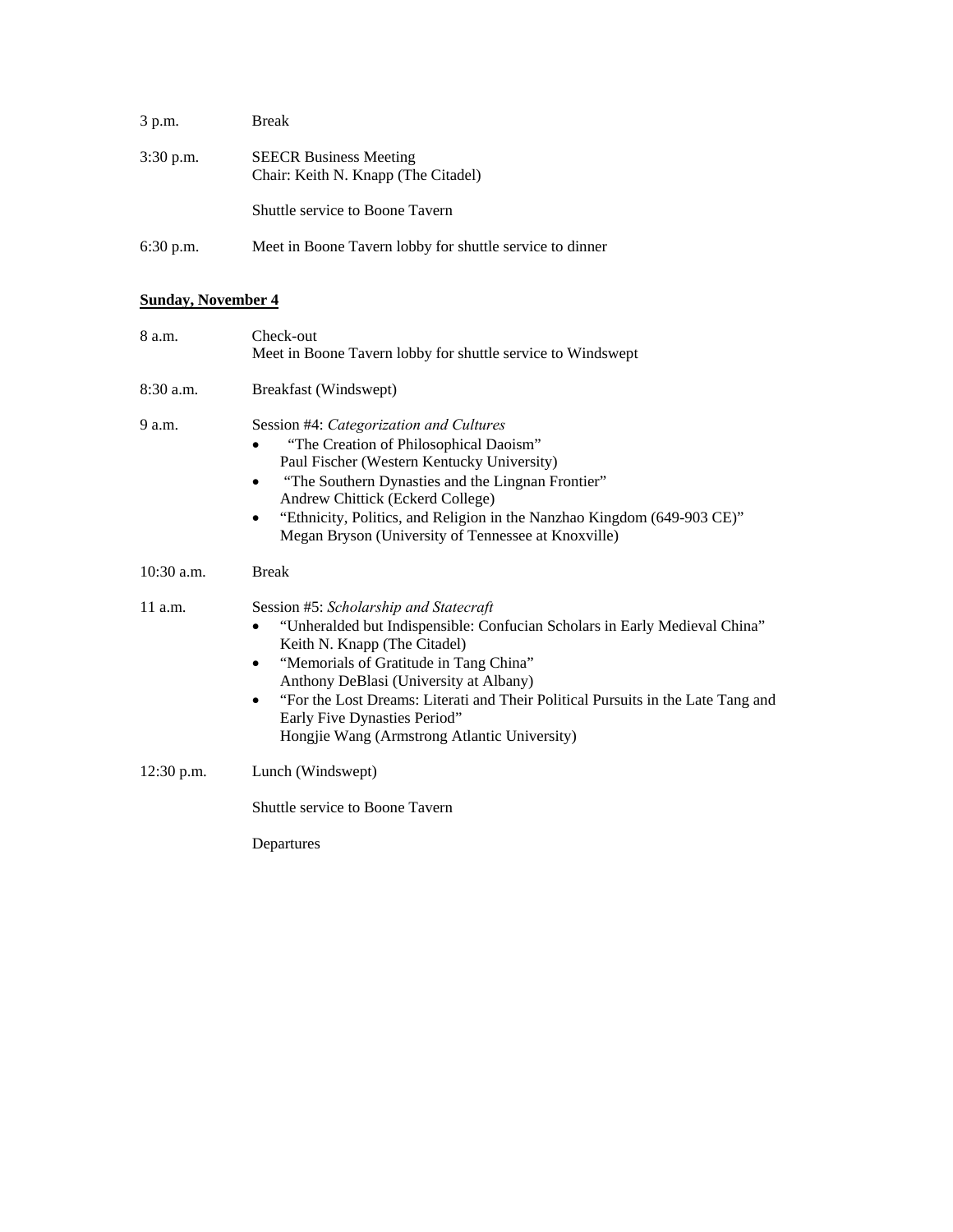3 p.m. Break

3:30 p.m. SEECR Business Meeting
Chair: Keith N. Knapp (The Citadel)

Shuttle service to Boone Tavern

6:30 p.m. Meet in Boone Tavern lobby for shuttle service to dinner

**<u>Sunday, November 4</u>**

8 a.m. Check-out
Meet in Boone Tavern lobby for shuttle service to Windswept

8:30 a.m. Breakfast (Windswept)

9 a.m. Session #4: *Categorization and Cultures*

- "The Creation of Philosophical Daoism"
  Paul Fischer (Western Kentucky University)
- "The Southern Dynasties and the Lingnan Frontier"
  Andrew Chittick (Eckerd College)
- "Ethnicity, Politics, and Religion in the Nanzhao Kingdom (649-903 CE)"
  Megan Bryson (University of Tennessee at Knoxville)

10:30 a.m. Break

11 a.m. Session #5: *Scholarship and Statecraft*

- "Unheralded but Indispensible: Confucian Scholars in Early Medieval China"
  Keith N. Knapp (The Citadel)
- "Memorials of Gratitude in Tang China"
  Anthony DeBlasi (University at Albany)
- "For the Lost Dreams: Literati and Their Political Pursuits in the Late Tang and Early Five Dynasties Period"
  Hongjie Wang (Armstrong Atlantic University)

12:30 p.m. Lunch (Windswept)

Shuttle service to Boone Tavern

Departures